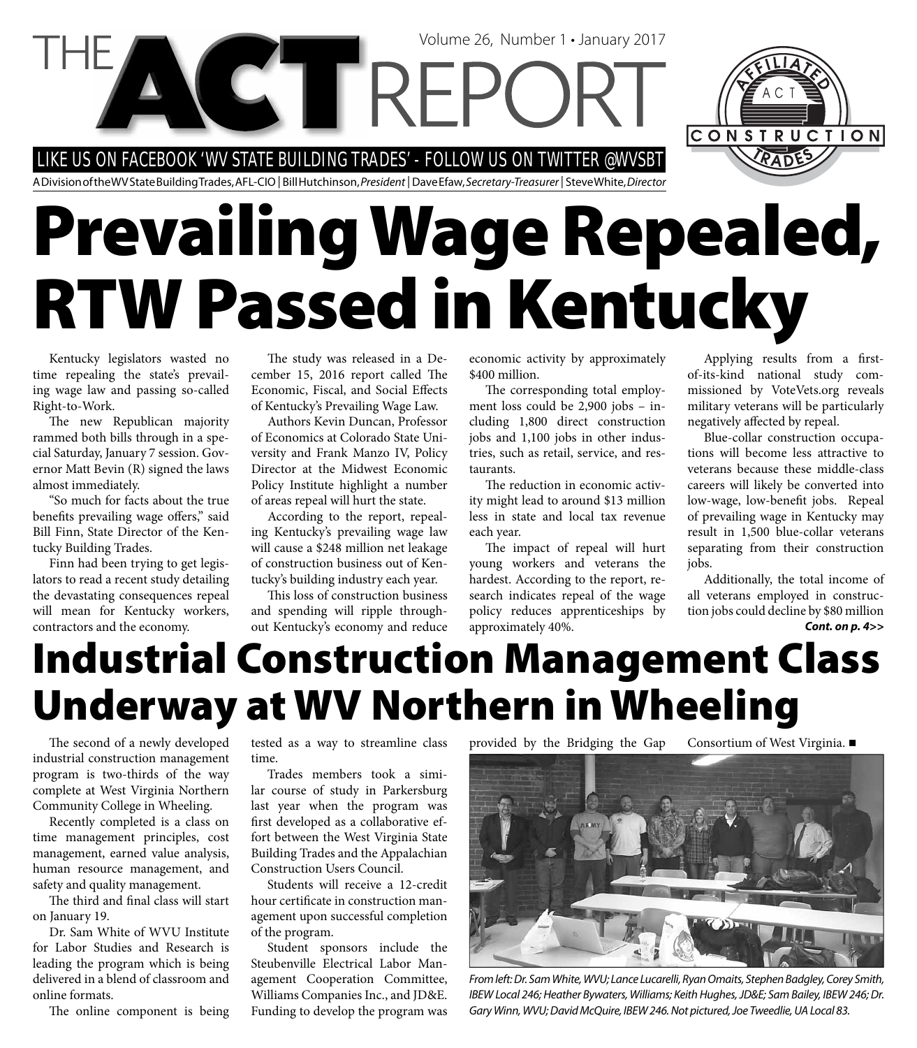# THE ACT REPORT

Volume 26, Number 1 • January 2017

LIKE US ON FACEBOOK 'WV STATE BUILDING TRADES' - FOLLOW US ON TWITTER @WVSBT

A Division of the WV State Building Trades, AFL-CIO | Bill Hutchinson, *President* | Dave Efaw, *Secretary-Treasurer* | Steve White, *Director*

# Prevailing Wage Repealed, RTW Passed in Kentucky

Kentucky legislators wasted no time repealing the state's prevailing wage law and passing so-called Right-to-Work.

The new Republican majority rammed both bills through in a special Saturday, January 7 session. Governor Matt Bevin (R) signed the laws almost immediately.

"So much for facts about the true benefits prevailing wage offers," said Bill Finn, State Director of the Kentucky Building Trades.

Finn had been trying to get legislators to read a recent study detailing the devastating consequences repeal will mean for Kentucky workers, contractors and the economy.

The study was released in a December 15, 2016 report called The Economic, Fiscal, and Social Effects of Kentucky's Prevailing Wage Law.

Authors Kevin Duncan, Professor of Economics at Colorado State University and Frank Manzo IV, Policy Director at the Midwest Economic Policy Institute highlight a number of areas repeal will hurt the state.

According to the report, repealing Kentucky's prevailing wage law will cause a $248 million net leakage of construction business out of Kentucky's building industry each year.

This loss of construction business and spending will ripple throughout Kentucky's economy and reduce economic activity by approximately $400 million.

The corresponding total employment loss could be 2,900 jobs – including 1,800 direct construction jobs and 1,100 jobs in other industries, such as retail, service, and restaurants.

The reduction in economic activity might lead to around $13 million less in state and local tax revenue each year.

The impact of repeal will hurt young workers and veterans the hardest. According to the report, research indicates repeal of the wage policy reduces apprenticeships by approximately 40%.

Applying results from a first-of-its-kind national study commissioned by VoteVets.org reveals military veterans will be particularly negatively affected by repeal.

Blue-collar construction occupations will become less attractive to veterans because these middle-class careers will likely be converted into low-wage, low-benefit jobs. Repeal of prevailing wage in Kentucky may result in 1,500 blue-collar veterans separating from their construction jobs.

Additionally, the total income of all veterans employed in construction jobs could decline by $80 million

***Cont. on p. 4>>***

# Industrial Construction Management Class Underway at WV Northern in Wheeling

The second of a newly developed industrial construction management program is two-thirds of the way complete at West Virginia Northern Community College in Wheeling.

Recently completed is a class on time management principles, cost management, earned value analysis, human resource management, and safety and quality management.

The third and final class will start on January 19.

Dr. Sam White of WVU Institute for Labor Studies and Research is leading the program which is being delivered in a blend of classroom and online formats.

The online component is being tested as a way to streamline class time.

Trades members took a similar course of study in Parkersburg last year when the program was first developed as a collaborative effort between the West Virginia State Building Trades and the Appalachian Construction Users Council.

Students will receive a 12-credit hour certificate in construction management upon successful completion of the program.

Student sponsors include the Steubenville Electrical Labor Management Cooperation Committee, Williams Companies Inc., and JD&E. Funding to develop the program was provided by the Bridging the Gap Consortium of West Virginia. ■

*From left: Dr. Sam White, WVU; Lance Lucarelli, Ryan Omaits, Stephen Badgley, Corey Smith, IBEW Local 246; Heather Bywaters, Williams; Keith Hughes, JD&E; Sam Bailey, IBEW 246; Dr. Gary Winn, WVU; David McQuire, IBEW 246. Not pictured, Joe Tweedlie, UA Local 83.*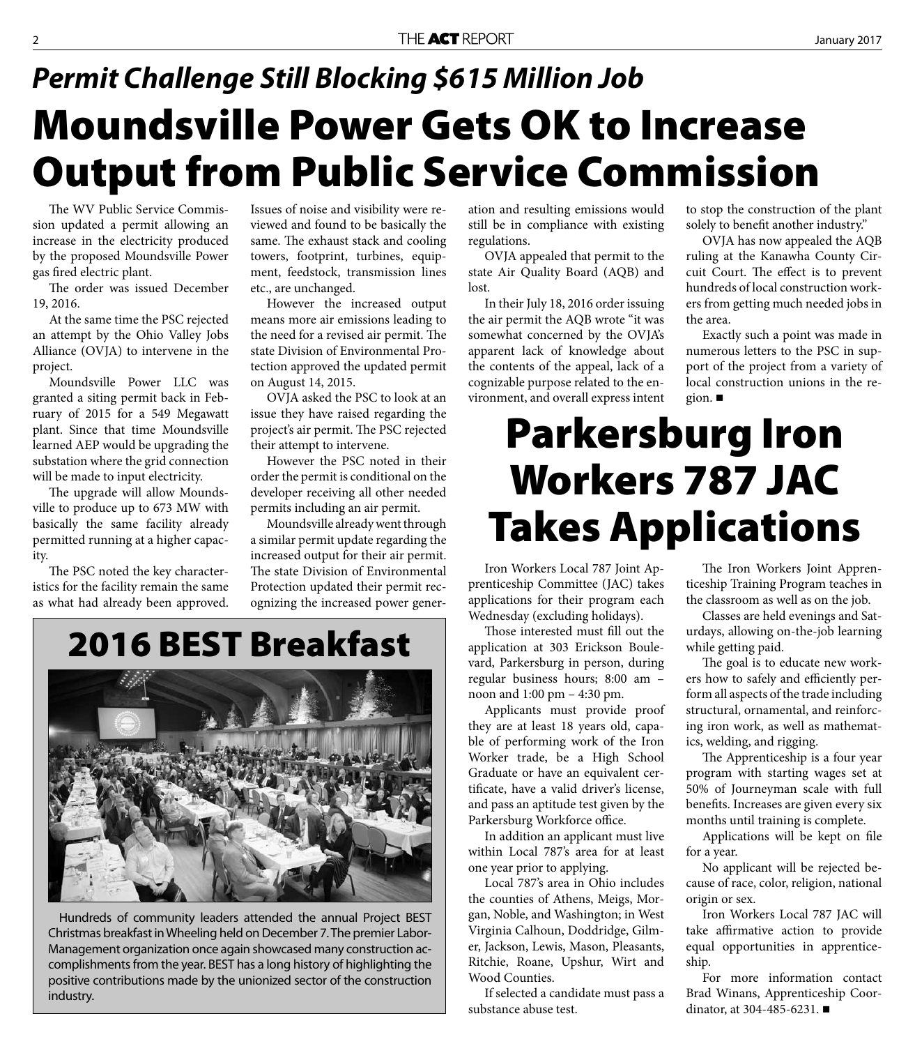*Permit Challenge Still Blocking $615 Million Job*

# Moundsville Power Gets OK to Increase Output from Public Service Commission

The WV Public Service Commission updated a permit allowing an increase in the electricity produced by the proposed Moundsville Power gas fired electric plant.

The order was issued December 19, 2016.

At the same time the PSC rejected an attempt by the Ohio Valley Jobs Alliance (OVJA) to intervene in the project.

Moundsville Power LLC was granted a siting permit back in February of 2015 for a 549 Megawatt plant. Since that time Moundsville learned AEP would be upgrading the substation where the grid connection will be made to input electricity.

The upgrade will allow Moundsville to produce up to 673 MW with basically the same facility already permitted running at a higher capacity.

The PSC noted the key characteristics for the facility remain the same as what had already been approved. Issues of noise and visibility were reviewed and found to be basically the same. The exhaust stack and cooling towers, footprint, turbines, equipment, feedstock, transmission lines etc., are unchanged.

However the increased output means more air emissions leading to the need for a revised air permit. The state Division of Environmental Protection approved the updated permit on August 14, 2015.

OVJA asked the PSC to look at an issue they have raised regarding the project's air permit. The PSC rejected their attempt to intervene.

However the PSC noted in their order the permit is conditional on the developer receiving all other needed permits including an air permit.

Moundsville already went through a similar permit update regarding the increased output for their air permit. The state Division of Environmental Protection updated their permit recognizing the increased power generation and resulting emissions would still be in compliance with existing regulations.

OVJA appealed that permit to the state Air Quality Board (AQB) and lost.

In their July 18, 2016 order issuing the air permit the AQB wrote "it was somewhat concerned by the OVJA's apparent lack of knowledge about the contents of the appeal, lack of a cognizable purpose related to the environment, and overall express intent to stop the construction of the plant solely to benefit another industry."

OVJA has now appealed the AQB ruling at the Kanawha County Circuit Court. The effect is to prevent hundreds of local construction workers from getting much needed jobs in the area.

Exactly such a point was made in numerous letters to the PSC in support of the project from a variety of local construction unions in the region. ■

## 2016 BEST Breakfast

Hundreds of community leaders attended the annual Project BEST Christmas breakfast in Wheeling held on December 7. The premier Labor-Management organization once again showcased many construction accomplishments from the year. BEST has a long history of highlighting the positive contributions made by the unionized sector of the construction industry.

# Parkersburg Iron Workers 787 JAC Takes Applications

Iron Workers Local 787 Joint Apprenticeship Committee (JAC) takes applications for their program each Wednesday (excluding holidays).

Those interested must fill out the application at 303 Erickson Boulevard, Parkersburg in person, during regular business hours; 8:00 am – noon and 1:00 pm – 4:30 pm.

Applicants must provide proof they are at least 18 years old, capable of performing work of the Iron Worker trade, be a High School Graduate or have an equivalent certificate, have a valid driver's license, and pass an aptitude test given by the Parkersburg Workforce office.

In addition an applicant must live within Local 787's area for at least one year prior to applying.

Local 787's area in Ohio includes the counties of Athens, Meigs, Morgan, Noble, and Washington; in West Virginia Calhoun, Doddridge, Gilmer, Jackson, Lewis, Mason, Pleasants, Ritchie, Roane, Upshur, Wirt and Wood Counties.

If selected a candidate must pass a substance abuse test.

The Iron Workers Joint Apprenticeship Training Program teaches in the classroom as well as on the job.

Classes are held evenings and Saturdays, allowing on-the-job learning while getting paid.

The goal is to educate new workers how to safely and efficiently perform all aspects of the trade including structural, ornamental, and reinforcing iron work, as well as mathematics, welding, and rigging.

The Apprenticeship is a four year program with starting wages set at 50% of Journeyman scale with full benefits. Increases are given every six months until training is complete.

Applications will be kept on file for a year.

No applicant will be rejected because of race, color, religion, national origin or sex.

Iron Workers Local 787 JAC will take affirmative action to provide equal opportunities in apprenticeship.

For more information contact Brad Winans, Apprenticeship Coordinator, at 304-485-6231. ■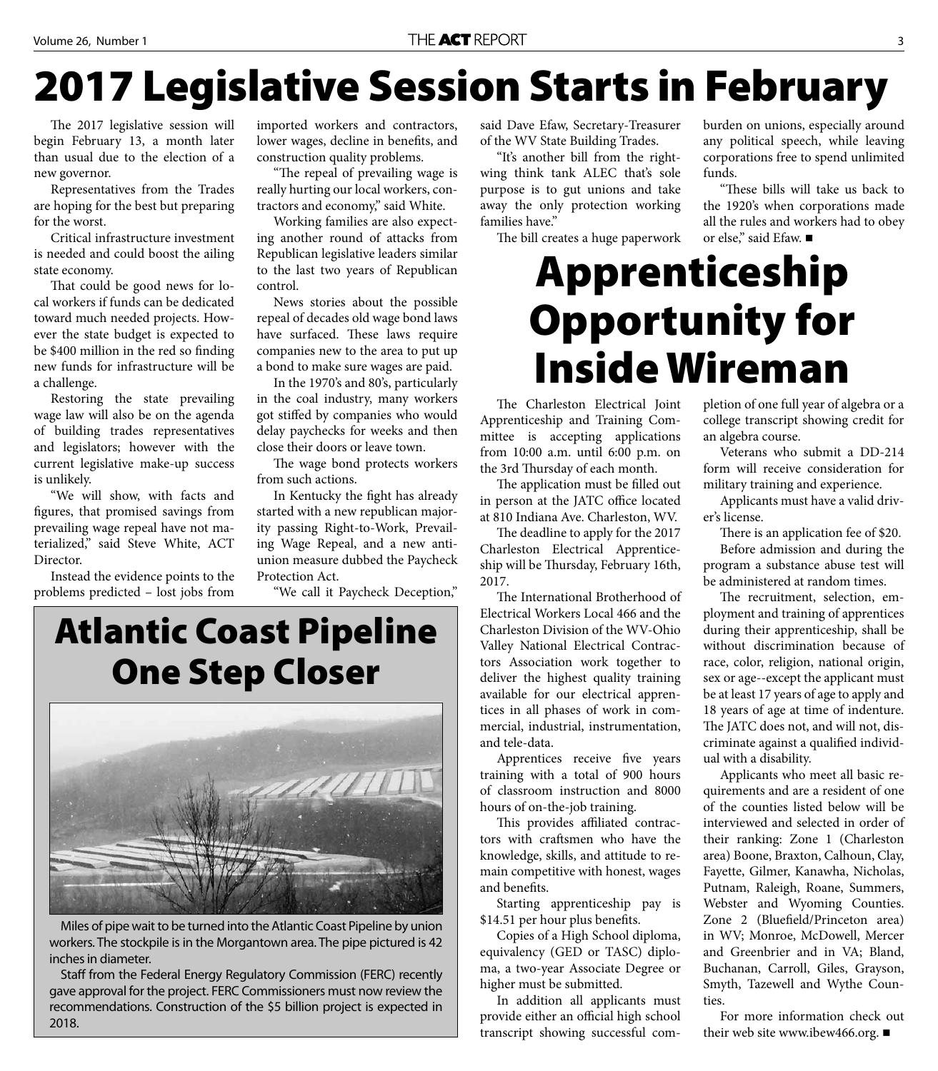# 2017 Legislative Session Starts in February

The 2017 legislative session will begin February 13, a month later than usual due to the election of a new governor.

Representatives from the Trades are hoping for the best but preparing for the worst.

Critical infrastructure investment is needed and could boost the ailing state economy.

That could be good news for local workers if funds can be dedicated toward much needed projects. However the state budget is expected to be $400 million in the red so finding new funds for infrastructure will be a challenge.

Restoring the state prevailing wage law will also be on the agenda of building trades representatives and legislators; however with the current legislative make-up success is unlikely.

"We will show, with facts and figures, that promised savings from prevailing wage repeal have not materialized," said Steve White, ACT Director.

Instead the evidence points to the problems predicted – lost jobs from imported workers and contractors, lower wages, decline in benefits, and construction quality problems.

"The repeal of prevailing wage is really hurting our local workers, contractors and economy," said White.

Working families are also expecting another round of attacks from Republican legislative leaders similar to the last two years of Republican control.

News stories about the possible repeal of decades old wage bond laws have surfaced. These laws require companies new to the area to put up a bond to make sure wages are paid.

In the 1970's and 80's, particularly in the coal industry, many workers got stiffed by companies who would delay paychecks for weeks and then close their doors or leave town.

The wage bond protects workers from such actions.

In Kentucky the fight has already started with a new republican majority passing Right-to-Work, Prevailing Wage Repeal, and a new anti-union measure dubbed the Paycheck Protection Act.

"We call it Paycheck Deception," said Dave Efaw, Secretary-Treasurer of the WV State Building Trades.

"It's another bill from the right-wing think tank ALEC that's sole purpose is to gut unions and take away the only protection working families have."

The bill creates a huge paperwork burden on unions, especially around any political speech, while leaving corporations free to spend unlimited funds.

"These bills will take us back to the 1920's when corporations made all the rules and workers had to obey or else," said Efaw. ■

# Atlantic Coast Pipeline One Step Closer

Miles of pipe wait to be turned into the Atlantic Coast Pipeline by union workers. The stockpile is in the Morgantown area. The pipe pictured is 42 inches in diameter.

Staff from the Federal Energy Regulatory Commission (FERC) recently gave approval for the project. FERC Commissioners must now review the recommendations. Construction of the $5 billion project is expected in 2018.

# Apprenticeship Opportunity for Inside Wireman

The Charleston Electrical Joint Apprenticeship and Training Committee is accepting applications from 10:00 a.m. until 6:00 p.m. on the 3rd Thursday of each month.

The application must be filled out in person at the JATC office located at 810 Indiana Ave. Charleston, WV.

The deadline to apply for the 2017 Charleston Electrical Apprenticeship will be Thursday, February 16th, 2017.

The International Brotherhood of Electrical Workers Local 466 and the Charleston Division of the WV-Ohio Valley National Electrical Contractors Association work together to deliver the highest quality training available for our electrical apprentices in all phases of work in commercial, industrial, instrumentation, and tele-data.

Apprentices receive five years training with a total of 900 hours of classroom instruction and 8000 hours of on-the-job training.

This provides affiliated contractors with craftsmen who have the knowledge, skills, and attitude to remain competitive with honest, wages and benefits.

Starting apprenticeship pay is $14.51 per hour plus benefits.

Copies of a High School diploma, equivalency (GED or TASC) diploma, a two-year Associate Degree or higher must be submitted.

In addition all applicants must provide either an official high school transcript showing successful completion of one full year of algebra or a college transcript showing credit for an algebra course.

Veterans who submit a DD-214 form will receive consideration for military training and experience.

Applicants must have a valid driver's license.

There is an application fee of $20.

Before admission and during the program a substance abuse test will be administered at random times.

The recruitment, selection, employment and training of apprentices during their apprenticeship, shall be without discrimination because of race, color, religion, national origin, sex or age--except the applicant must be at least 17 years of age to apply and 18 years of age at time of indenture. The JATC does not, and will not, discriminate against a qualified individual with a disability.

Applicants who meet all basic requirements and are a resident of one of the counties listed below will be interviewed and selected in order of their ranking: Zone 1 (Charleston area) Boone, Braxton, Calhoun, Clay, Fayette, Gilmer, Kanawha, Nicholas, Putnam, Raleigh, Roane, Summers, Webster and Wyoming Counties. Zone 2 (Bluefield/Princeton area) in WV; Monroe, McDowell, Mercer and Greenbrier and in VA; Bland, Buchanan, Carroll, Giles, Grayson, Smyth, Tazewell and Wythe Counties.

For more information check out their web site www.ibew466.org. ■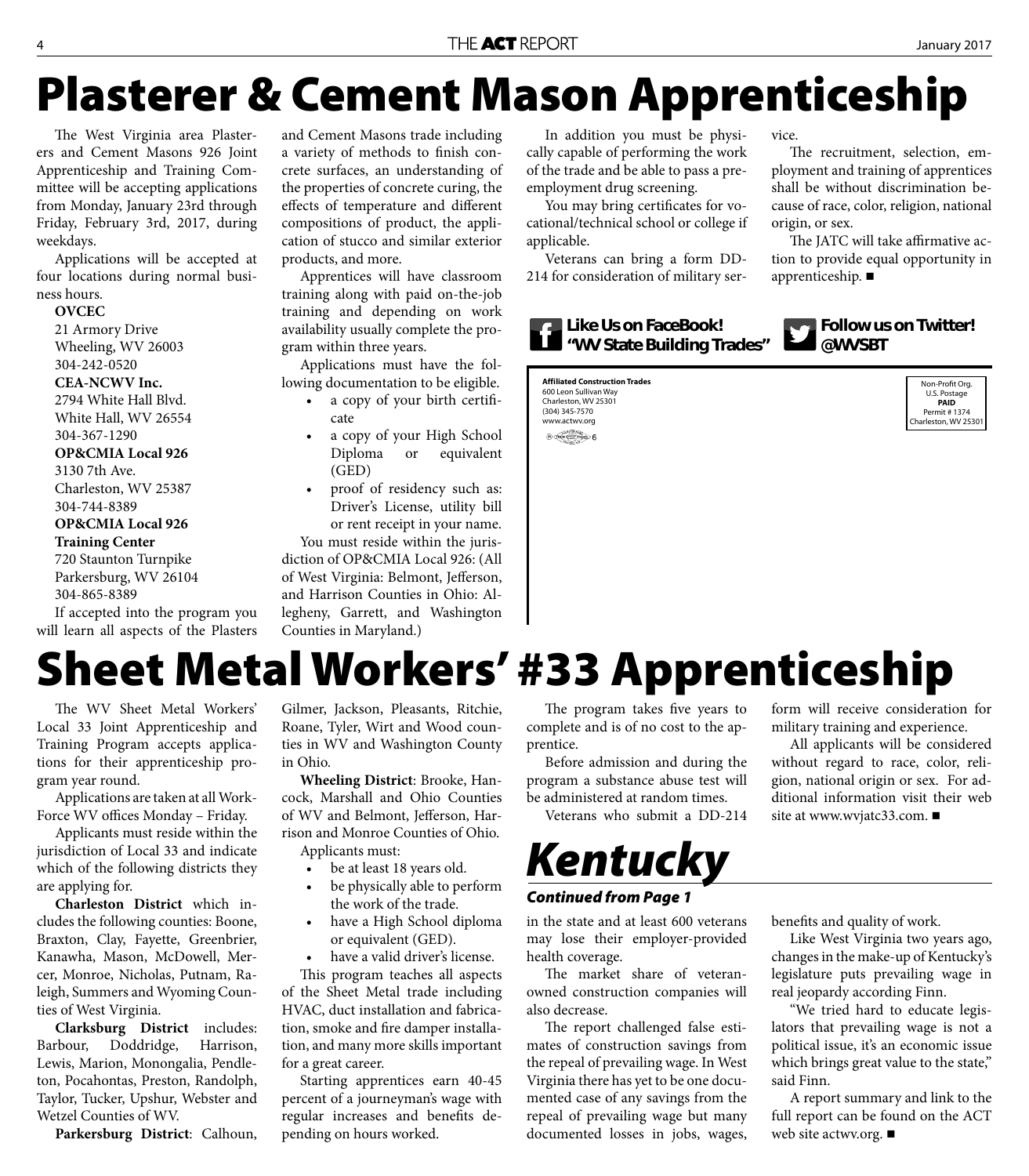# Plasterer & Cement Mason Apprenticeship

The West Virginia area Plasterers and Cement Masons 926 Joint Apprenticeship and Training Committee will be accepting applications from Monday, January 23rd through Friday, February 3rd, 2017, during weekdays.

Applications will be accepted at four locations during normal business hours.

**OVCEC**
21 Armory Drive
Wheeling, WV 26003
304-242-0520

**CEA-NCWV Inc.**
2794 White Hall Blvd.
White Hall, WV 26554
304-367-1290

**OP&CMIA Local 926**
3130 7th Ave.
Charleston, WV 25387
304-744-8389

**OP&CMIA Local 926 Training Center**
720 Staunton Turnpike
Parkersburg, WV 26104
304-865-8389

If accepted into the program you will learn all aspects of the Plasters and Cement Masons trade including a variety of methods to finish concrete surfaces, an understanding of the properties of concrete curing, the effects of temperature and different compositions of product, the application of stucco and similar exterior products, and more.

Apprentices will have classroom training along with paid on-the-job training and depending on work availability usually complete the program within three years.

Applications must have the following documentation to be eligible.

- a copy of your birth certificate
- a copy of your High School Diploma or equivalent (GED)
- proof of residency such as: Driver's License, utility bill or rent receipt in your name.

You must reside within the jurisdiction of OP&CMIA Local 926: (All of West Virginia: Belmont, Jefferson, and Harrison Counties in Ohio: Allegheny, Garrett, and Washington Counties in Maryland.)

In addition you must be physically capable of performing the work of the trade and be able to pass a pre-employment drug screening.

You may bring certificates for vocational/technical school or college if applicable.

Veterans can bring a form DD-214 for consideration of military service.

The recruitment, selection, employment and training of apprentices shall be without discrimination because of race, color, religion, national origin, or sex.

The JATC will take affirmative action to provide equal opportunity in apprenticeship. ■

**Like Us on FaceBook! "WV State Building Trades"**

**Follow us on Twitter! @WVSBT**

**Affiliated Construction Trades**
600 Leon Sullivan Way
Charleston, WV 25301
(304) 345-7570
www.actwv.org

Non-Profit Org.
U.S. Postage
**PAID**
Permit # 1374
Charleston, WV 25301

# Sheet Metal Workers' #33 Apprenticeship

The WV Sheet Metal Workers' Local 33 Joint Apprenticeship and Training Program accepts applications for their apprenticeship program year round.

Applications are taken at all WorkForce WV offices Monday – Friday.

Applicants must reside within the jurisdiction of Local 33 and indicate which of the following districts they are applying for.

**Charleston District** which includes the following counties: Boone, Braxton, Clay, Fayette, Greenbrier, Kanawha, Mason, McDowell, Mercer, Monroe, Nicholas, Putnam, Raleigh, Summers and Wyoming Counties of West Virginia.

**Clarksburg District** includes: Barbour, Doddridge, Harrison, Lewis, Marion, Monongalia, Pendleton, Pocahontas, Preston, Randolph, Taylor, Tucker, Upshur, Webster and Wetzel Counties of WV.

**Parkersburg District**: Calhoun, Gilmer, Jackson, Pleasants, Ritchie, Roane, Tyler, Wirt and Wood counties in WV and Washington County in Ohio.

**Wheeling District**: Brooke, Hancock, Marshall and Ohio Counties of WV and Belmont, Jefferson, Harrison and Monroe Counties of Ohio.

Applicants must:

- be at least 18 years old.
- be physically able to perform the work of the trade.
- have a High School diploma or equivalent (GED).
- have a valid driver's license.

This program teaches all aspects of the Sheet Metal trade including HVAC, duct installation and fabrication, smoke and fire damper installation, and many more skills important for a great career.

Starting apprentices earn 40-45 percent of a journeyman's wage with regular increases and benefits depending on hours worked.

The program takes five years to complete and is of no cost to the apprentice.

Before admission and during the program a substance abuse test will be administered at random times.

Veterans who submit a DD-214 form will receive consideration for military training and experience.

All applicants will be considered without regard to race, color, religion, national origin or sex. For additional information visit their web site at www.wvjatc33.com. ■

# *Kentucky*

***Continued from Page 1***

in the state and at least 600 veterans may lose their employer-provided health coverage.

The market share of veteran-owned construction companies will also decrease.

The report challenged false estimates of construction savings from the repeal of prevailing wage. In West Virginia there has yet to be one documented case of any savings from the repeal of prevailing wage but many documented losses in jobs, wages, benefits and quality of work.

Like West Virginia two years ago, changes in the make-up of Kentucky's legislature puts prevailing wage in real jeopardy according Finn.

"We tried hard to educate legislators that prevailing wage is not a political issue, it's an economic issue which brings great value to the state," said Finn.

A report summary and link to the full report can be found on the ACT web site actwv.org. ■